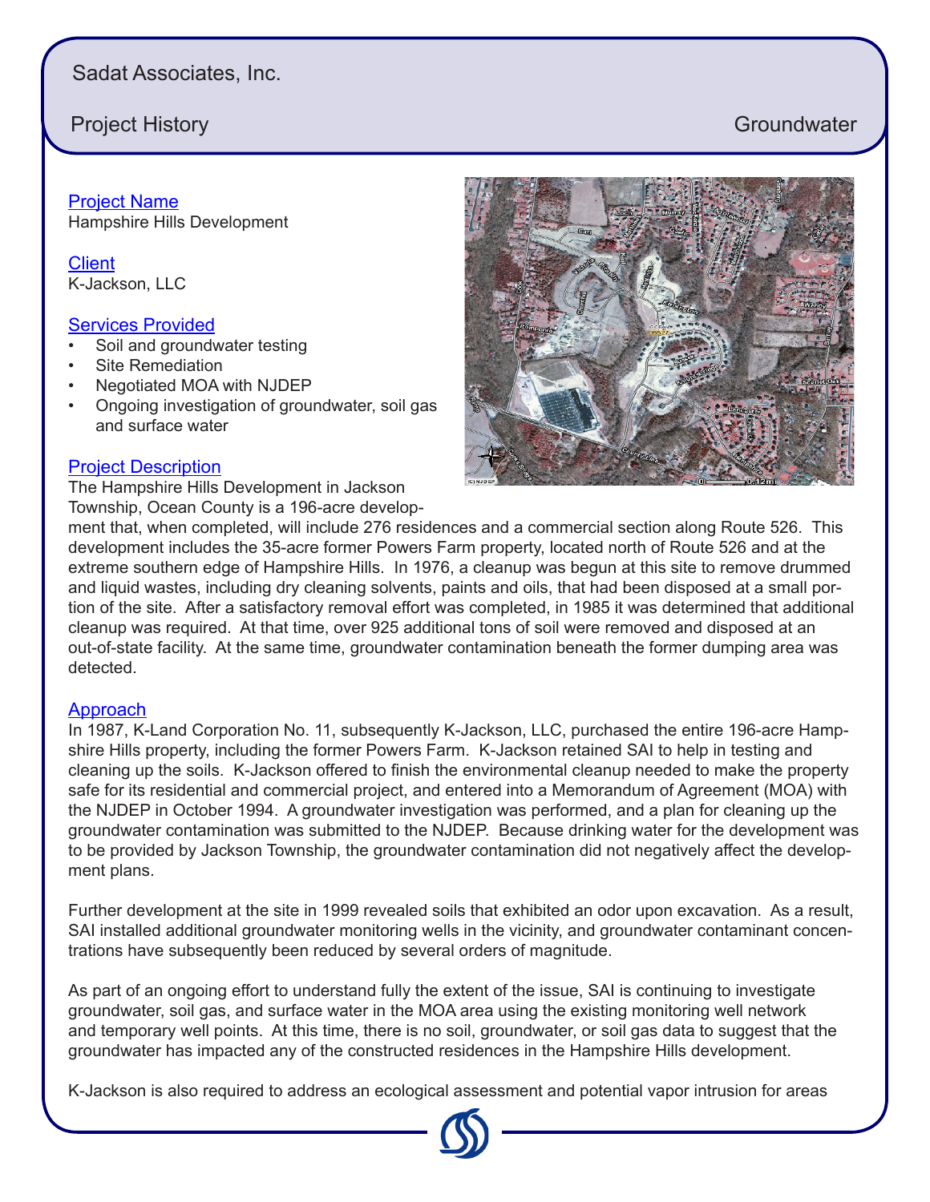Sadat Associates, Inc.

Project History — Groundwater

## Project Name
Hampshire Hills Development

## Client
K-Jackson, LLC

## Services Provided
- Soil and groundwater testing
- Site Remediation
- Negotiated MOA with NJDEP
- Ongoing investigation of groundwater, soil gas and surface water

## Project Description
The Hampshire Hills Development in Jackson Township, Ocean County is a 196-acre development that, when completed, will include 276 residences and a commercial section along Route 526. This development includes the 35-acre former Powers Farm property, located north of Route 526 and at the extreme southern edge of Hampshire Hills. In 1976, a cleanup was begun at this site to remove drummed and liquid wastes, including dry cleaning solvents, paints and oils, that had been disposed at a small portion of the site. After a satisfactory removal effort was completed, in 1985 it was determined that additional cleanup was required. At that time, over 925 additional tons of soil were removed and disposed at an out-of-state facility. At the same time, groundwater contamination beneath the former dumping area was detected.

## Approach
In 1987, K-Land Corporation No. 11, subsequently K-Jackson, LLC, purchased the entire 196-acre Hampshire Hills property, including the former Powers Farm. K-Jackson retained SAI to help in testing and cleaning up the soils. K-Jackson offered to finish the environmental cleanup needed to make the property safe for its residential and commercial project, and entered into a Memorandum of Agreement (MOA) with the NJDEP in October 1994. A groundwater investigation was performed, and a plan for cleaning up the groundwater contamination was submitted to the NJDEP. Because drinking water for the development was to be provided by Jackson Township, the groundwater contamination did not negatively affect the development plans.

Further development at the site in 1999 revealed soils that exhibited an odor upon excavation. As a result, SAI installed additional groundwater monitoring wells in the vicinity, and groundwater contaminant concentrations have subsequently been reduced by several orders of magnitude.

As part of an ongoing effort to understand fully the extent of the issue, SAI is continuing to investigate groundwater, soil gas, and surface water in the MOA area using the existing monitoring well network and temporary well points. At this time, there is no soil, groundwater, or soil gas data to suggest that the groundwater has impacted any of the constructed residences in the Hampshire Hills development.

K-Jackson is also required to address an ecological assessment and potential vapor intrusion for areas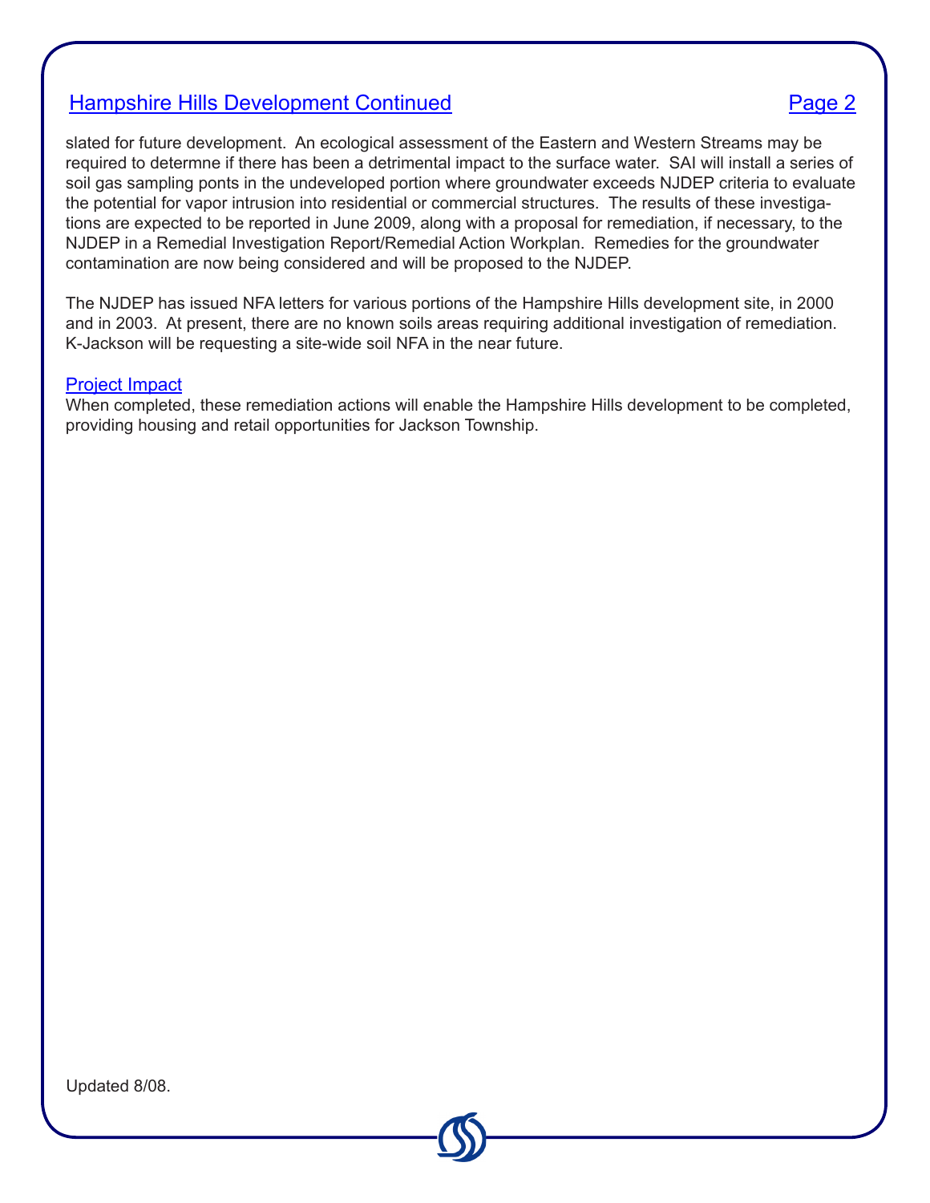## Hampshire Hills Development Continued

slated for future development. An ecological assessment of the Eastern and Western Streams may be required to determne if there has been a detrimental impact to the surface water. SAI will install a series of soil gas sampling ponts in the undeveloped portion where groundwater exceeds NJDEP criteria to evaluate the potential for vapor intrusion into residential or commercial structures. The results of these investigations are expected to be reported in June 2009, along with a proposal for remediation, if necessary, to the NJDEP in a Remedial Investigation Report/Remedial Action Workplan. Remedies for the groundwater contamination are now being considered and will be proposed to the NJDEP.

The NJDEP has issued NFA letters for various portions of the Hampshire Hills development site, in 2000 and in 2003. At present, there are no known soils areas requiring additional investigation of remediation. K-Jackson will be requesting a site-wide soil NFA in the near future.

### Project Impact

When completed, these remediation actions will enable the Hampshire Hills development to be completed, providing housing and retail opportunities for Jackson Township.

Updated 8/08.